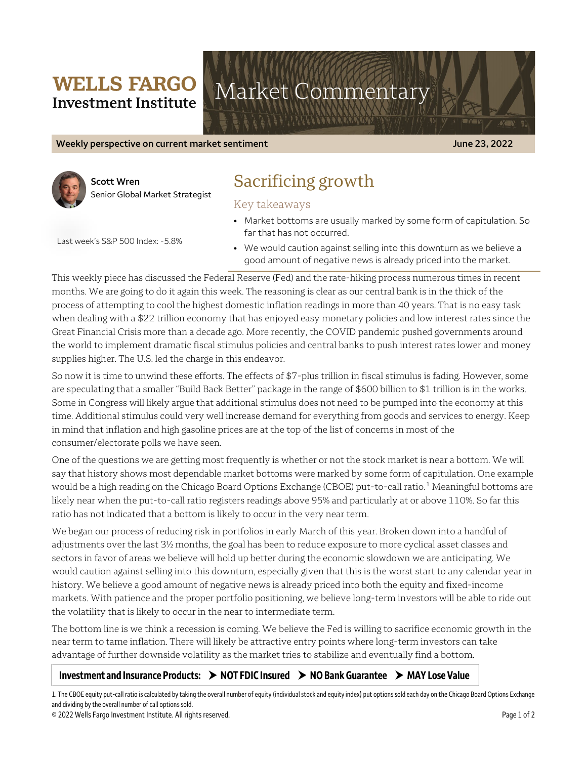# WELLS FARGO Investment Institute

# Market Commentary

**Weekly perspective on current market sentiment** **June 23, 2022**

**Scott Wren**
Senior Global Market Strategist

Last week's S&P 500 Index: -5.8%

## Sacrificing growth

### Key takeaways

- Market bottoms are usually marked by some form of capitulation. So far that has not occurred.
- We would caution against selling into this downturn as we believe a good amount of negative news is already priced into the market.

This weekly piece has discussed the Federal Reserve (Fed) and the rate-hiking process numerous times in recent months. We are going to do it again this week. The reasoning is clear as our central bank is in the thick of the process of attempting to cool the highest domestic inflation readings in more than 40 years. That is no easy task when dealing with a $22 trillion economy that has enjoyed easy monetary policies and low interest rates since the Great Financial Crisis more than a decade ago. More recently, the COVID pandemic pushed governments around the world to implement dramatic fiscal stimulus policies and central banks to push interest rates lower and money supplies higher. The U.S. led the charge in this endeavor.

So now it is time to unwind these efforts. The effects of $7-plus trillion in fiscal stimulus is fading. However, some are speculating that a smaller "Build Back Better" package in the range of $600 billion to $1 trillion is in the works. Some in Congress will likely argue that additional stimulus does not need to be pumped into the economy at this time. Additional stimulus could very well increase demand for everything from goods and services to energy. Keep in mind that inflation and high gasoline prices are at the top of the list of concerns in most of the consumer/electorate polls we have seen.

One of the questions we are getting most frequently is whether or not the stock market is near a bottom. We will say that history shows most dependable market bottoms were marked by some form of capitulation. One example would be a high reading on the Chicago Board Options Exchange (CBOE) put-to-call ratio.[1] Meaningful bottoms are likely near when the put-to-call ratio registers readings above 95% and particularly at or above 110%. So far this ratio has not indicated that a bottom is likely to occur in the very near term.

We began our process of reducing risk in portfolios in early March of this year. Broken down into a handful of adjustments over the last 3½ months, the goal has been to reduce exposure to more cyclical asset classes and sectors in favor of areas we believe will hold up better during the economic slowdown we are anticipating. We would caution against selling into this downturn, especially given that this is the worst start to any calendar year in history. We believe a good amount of negative news is already priced into both the equity and fixed-income markets. With patience and the proper portfolio positioning, we believe long-term investors will be able to ride out the volatility that is likely to occur in the near to intermediate term.

The bottom line is we think a recession is coming. We believe the Fed is willing to sacrifice economic growth in the near term to tame inflation. There will likely be attractive entry points where long-term investors can take advantage of further downside volatility as the market tries to stabilize and eventually find a bottom.

**Investment and Insurance Products: ➤ NOT FDIC Insured ➤ NO Bank Guarantee ➤ MAY Lose Value**

1. The CBOE equity put-call ratio is calculated by taking the overall number of equity (individual stock and equity index) put options sold each day on the Chicago Board Options Exchange and dividing by the overall number of call options sold.

© 2022 Wells Fargo Investment Institute. All rights reserved.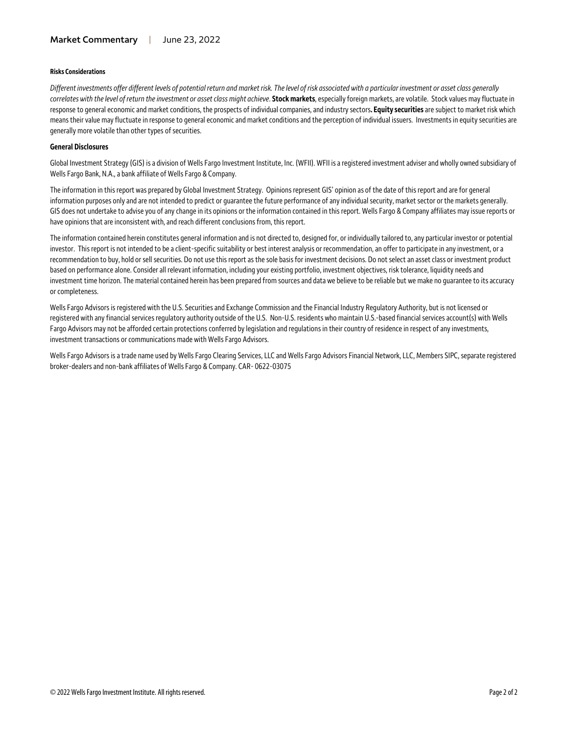#### Risks Considerations

*Different investments offer different levels of potential return and market risk. The level of risk associated with a particular investment or asset class generally correlates with the level of return the investment or asset class might achieve.* **Stock markets**, especially foreign markets, are volatile. Stock values may fluctuate in response to general economic and market conditions, the prospects of individual companies, and industry sectors**. Equity securities** are subject to market risk which means their value may fluctuate in response to general economic and market conditions and the perception of individual issuers. Investments in equity securities are generally more volatile than other types of securities.

#### General Disclosures

Global Investment Strategy (GIS) is a division of Wells Fargo Investment Institute, Inc. (WFII). WFII is a registered investment adviser and wholly owned subsidiary of Wells Fargo Bank, N.A., a bank affiliate of Wells Fargo & Company.

The information in this report was prepared by Global Investment Strategy. Opinions represent GIS' opinion as of the date of this report and are for general information purposes only and are not intended to predict or guarantee the future performance of any individual security, market sector or the markets generally. GIS does not undertake to advise you of any change in its opinions or the information contained in this report. Wells Fargo & Company affiliates may issue reports or have opinions that are inconsistent with, and reach different conclusions from, this report.

The information contained herein constitutes general information and is not directed to, designed for, or individually tailored to, any particular investor or potential investor. This report is not intended to be a client-specific suitability or best interest analysis or recommendation, an offer to participate in any investment, or a recommendation to buy, hold or sell securities. Do not use this report as the sole basis for investment decisions. Do not select an asset class or investment product based on performance alone. Consider all relevant information, including your existing portfolio, investment objectives, risk tolerance, liquidity needs and investment time horizon. The material contained herein has been prepared from sources and data we believe to be reliable but we make no guarantee to its accuracy or completeness.

Wells Fargo Advisors is registered with the U.S. Securities and Exchange Commission and the Financial Industry Regulatory Authority, but is not licensed or registered with any financial services regulatory authority outside of the U.S. Non-U.S. residents who maintain U.S.-based financial services account(s) with Wells Fargo Advisors may not be afforded certain protections conferred by legislation and regulations in their country of residence in respect of any investments, investment transactions or communications made with Wells Fargo Advisors.

Wells Fargo Advisors is a trade name used by Wells Fargo Clearing Services, LLC and Wells Fargo Advisors Financial Network, LLC, Members SIPC, separate registered broker-dealers and non-bank affiliates of Wells Fargo & Company. CAR- 0622-03075

© 2022 Wells Fargo Investment Institute. All rights reserved.